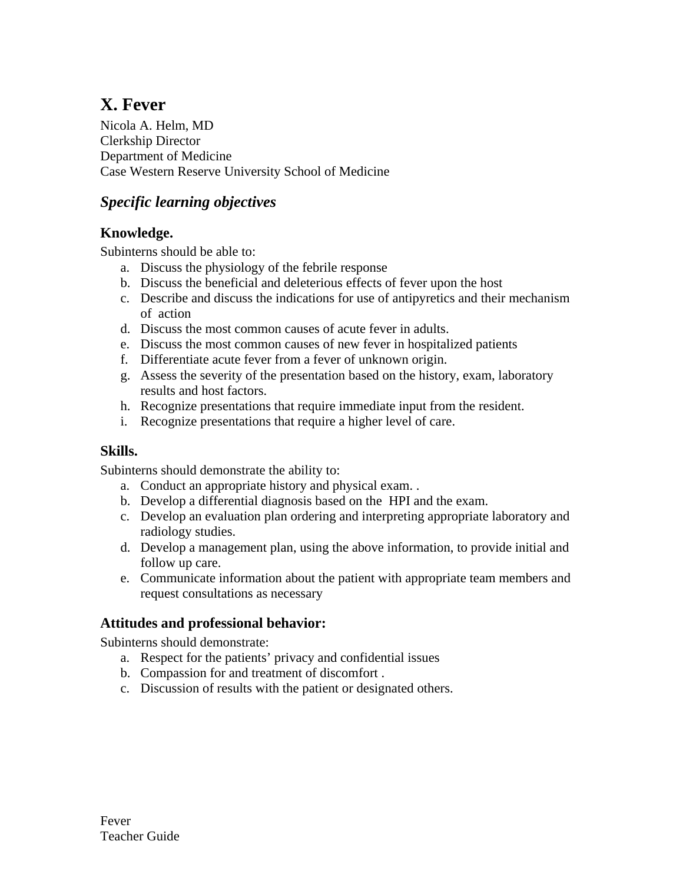# X. Fever

Nicola A. Helm, MD
Clerkship Director
Department of Medicine
Case Western Reserve University School of Medicine

## *Specific learning objectives*

### Knowledge.

Subinterns should be able to:

a. Discuss the physiology of the febrile response
b. Discuss the beneficial and deleterious effects of fever upon the host
c. Describe and discuss the indications for use of antipyretics and their mechanism of action
d. Discuss the most common causes of acute fever in adults.
e. Discuss the most common causes of new fever in hospitalized patients
f. Differentiate acute fever from a fever of unknown origin.
g. Assess the severity of the presentation based on the history, exam, laboratory results and host factors.
h. Recognize presentations that require immediate input from the resident.
i. Recognize presentations that require a higher level of care.

### Skills.

Subinterns should demonstrate the ability to:

a. Conduct an appropriate history and physical exam. .
b. Develop a differential diagnosis based on the HPI and the exam.
c. Develop an evaluation plan ordering and interpreting appropriate laboratory and radiology studies.
d. Develop a management plan, using the above information, to provide initial and follow up care.
e. Communicate information about the patient with appropriate team members and request consultations as necessary

### Attitudes and professional behavior:

Subinterns should demonstrate:

a. Respect for the patients' privacy and confidential issues
b. Compassion for and treatment of discomfort .
c. Discussion of results with the patient or designated others.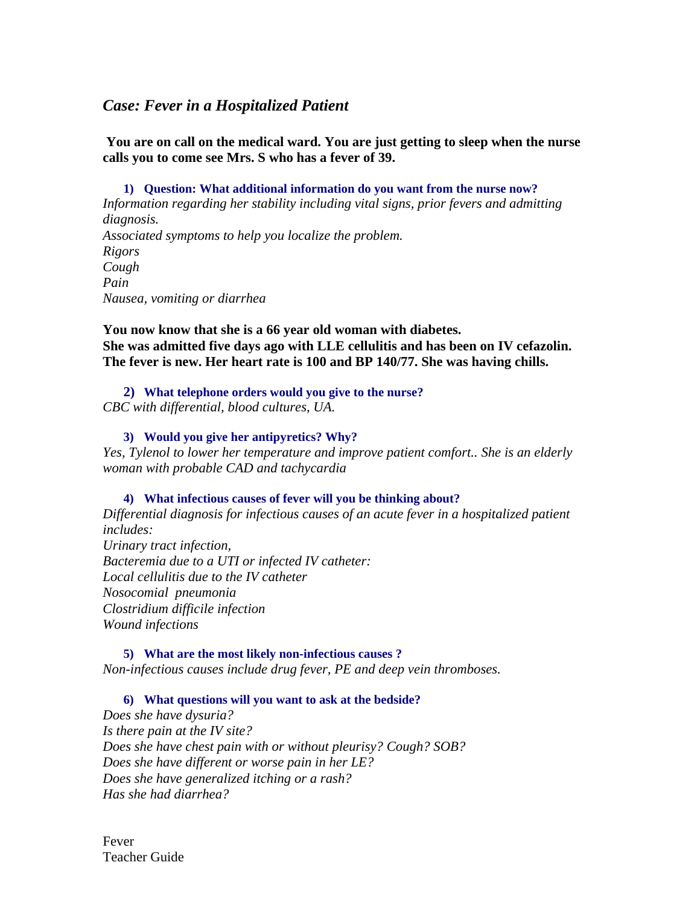## *Case: Fever in a Hospitalized Patient*

**You are on call on the medical ward. You are just getting to sleep when the nurse calls you to come see Mrs. S who has a fever of 39.**

**1) Question: What additional information do you want from the nurse now?**

*Information regarding her stability including vital signs, prior fevers and admitting diagnosis.*
*Associated symptoms to help you localize the problem.*
*Rigors*
*Cough*
*Pain*
*Nausea, vomiting or diarrhea*

**You now know that she is a 66 year old woman with diabetes.**
**She was admitted five days ago with LLE cellulitis and has been on IV cefazolin.**
**The fever is new. Her heart rate is 100 and BP 140/77. She was having chills.**

**2) What telephone orders would you give to the nurse?**

*CBC with differential, blood cultures, UA.*

**3) Would you give her antipyretics? Why?**

*Yes, Tylenol to lower her temperature and improve patient comfort.. She is an elderly woman with probable CAD and tachycardia*

**4) What infectious causes of fever will you be thinking about?**

*Differential diagnosis for infectious causes of an acute fever in a hospitalized patient includes:*
*Urinary tract infection,*
*Bacteremia due to a UTI or infected IV catheter:*
*Local cellulitis due to the IV catheter*
*Nosocomial pneumonia*
*Clostridium difficile infection*
*Wound infections*

**5) What are the most likely non-infectious causes ?**

*Non-infectious causes include drug fever, PE and deep vein thromboses.*

**6) What questions will you want to ask at the bedside?**

*Does she have dysuria?*
*Is there pain at the IV site?*
*Does she have chest pain with or without pleurisy? Cough? SOB?*
*Does she have different or worse pain in her LE?*
*Does she have generalized itching or a rash?*
*Has she had diarrhea?*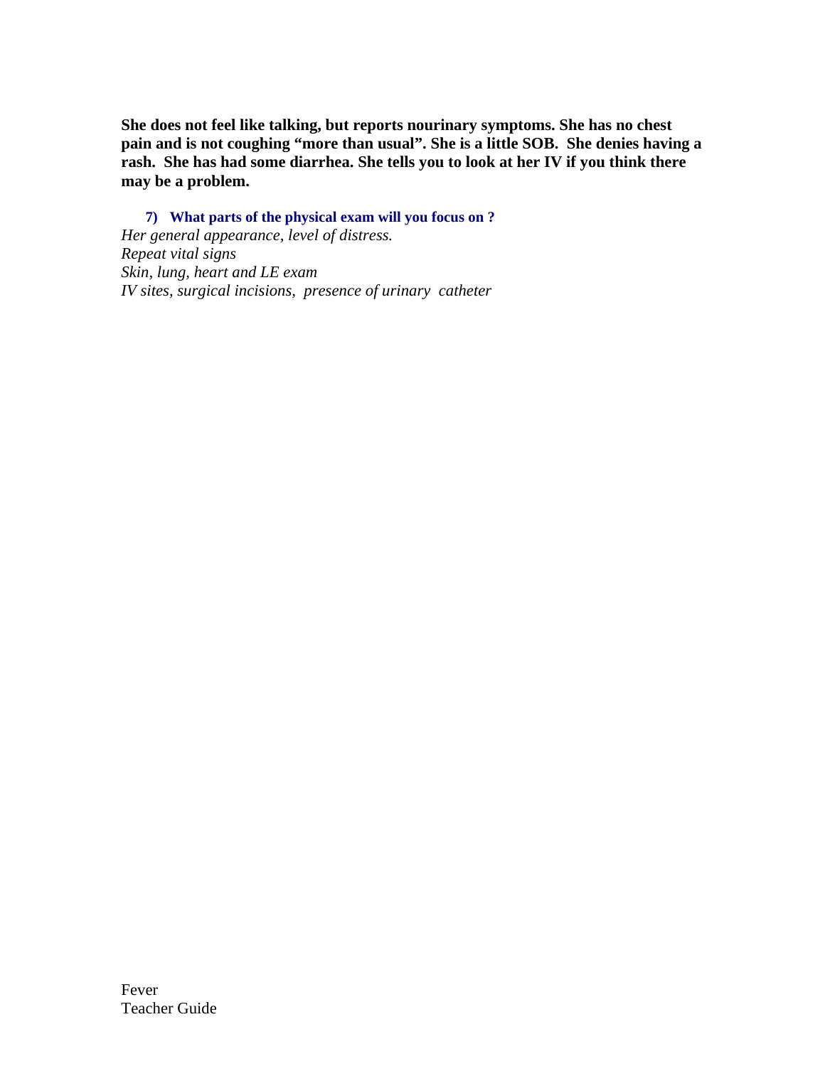**She does not feel like talking, but reports nourinary symptoms. She has no chest pain and is not coughing "more than usual". She is a little SOB. She denies having a rash. She has had some diarrhea. She tells you to look at her IV if you think there may be a problem.**

7) **What parts of the physical exam will you focus on ?**

*Her general appearance, level of distress.*
*Repeat vital signs*
*Skin, lung, heart and LE exam*
*IV sites, surgical incisions, presence of urinary catheter*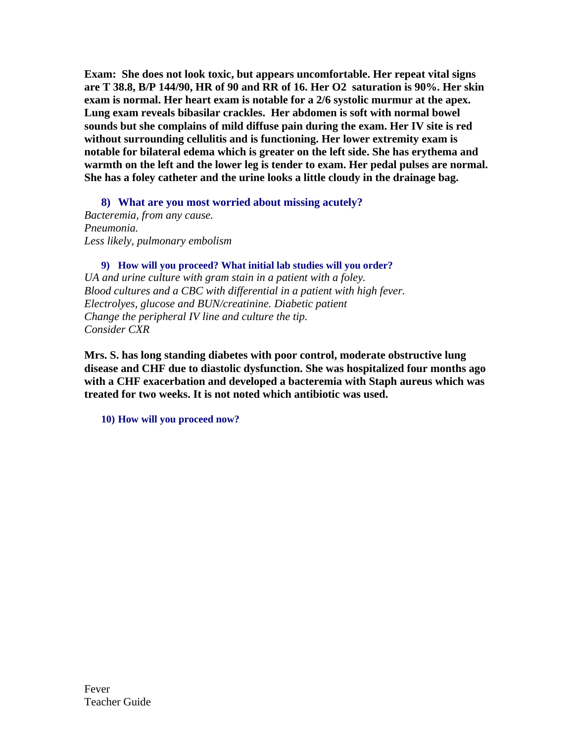**Exam: She does not look toxic, but appears uncomfortable. Her repeat vital signs are T 38.8, B/P 144/90, HR of 90 and RR of 16. Her O2 saturation is 90%. Her skin exam is normal. Her heart exam is notable for a 2/6 systolic murmur at the apex. Lung exam reveals bibasilar crackles. Her abdomen is soft with normal bowel sounds but she complains of mild diffuse pain during the exam. Her IV site is red without surrounding cellulitis and is functioning. Her lower extremity exam is notable for bilateral edema which is greater on the left side. She has erythema and warmth on the left and the lower leg is tender to exam. Her pedal pulses are normal. She has a foley catheter and the urine looks a little cloudy in the drainage bag.**

**8) What are you most worried about missing acutely?**

*Bacteremia, from any cause.*
*Pneumonia.*
*Less likely, pulmonary embolism*

**9) How will you proceed? What initial lab studies will you order?**

*UA and urine culture with gram stain in a patient with a foley.*
*Blood cultures and a CBC with differential in a patient with high fever.*
*Electrolyes, glucose and BUN/creatinine. Diabetic patient*
*Change the peripheral IV line and culture the tip.*
*Consider CXR*

**Mrs. S. has long standing diabetes with poor control, moderate obstructive lung disease and CHF due to diastolic dysfunction. She was hospitalized four months ago with a CHF exacerbation and developed a bacteremia with Staph aureus which was treated for two weeks. It is not noted which antibiotic was used.**

**10) How will you proceed now?**